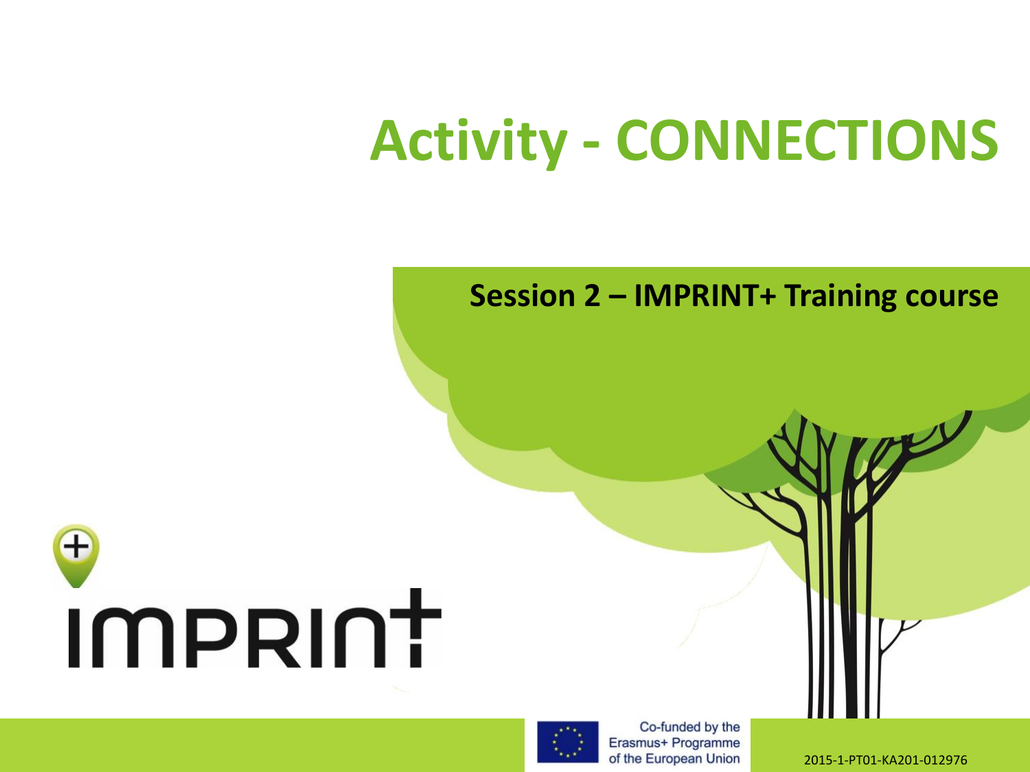# Activity - CONNECTIONS

**Session 2 – IMPRINT+ Training course**

IMPRINT+

Co-funded by the Erasmus+ Programme of the European Union

2015-1-PT01-KA201-012976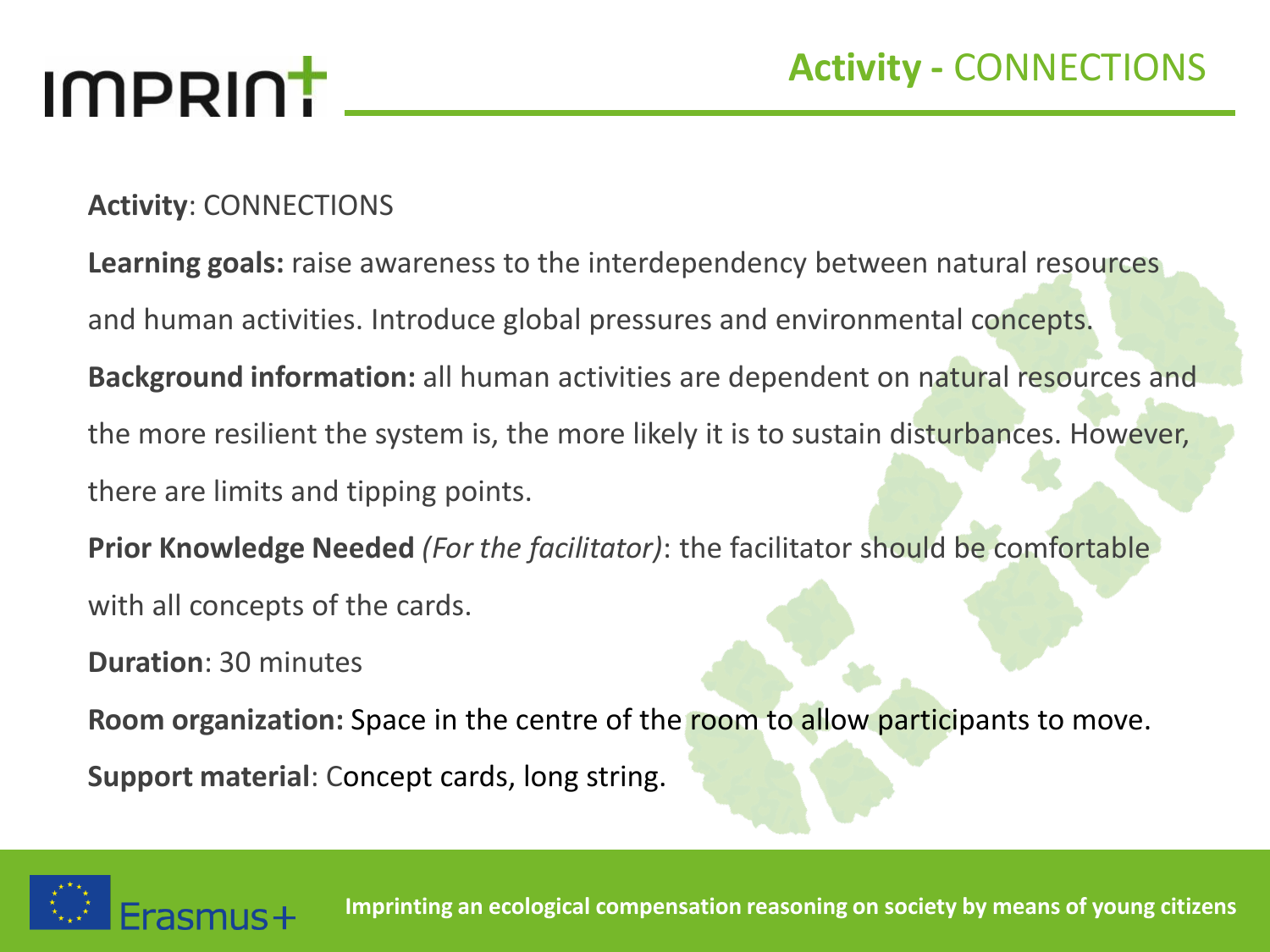# Activity - CONNECTIONS

**Activity**: CONNECTIONS

**Learning goals:** raise awareness to the interdependency between natural resources and human activities. Introduce global pressures and environmental concepts.

**Background information:** all human activities are dependent on natural resources and the more resilient the system is, the more likely it is to sustain disturbances. However, there are limits and tipping points.

**Prior Knowledge Needed** *(For the facilitator)*: the facilitator should be comfortable with all concepts of the cards.

**Duration**: 30 minutes

**Room organization:** Space in the centre of the room to allow participants to move.

**Support material**: Concept cards, long string.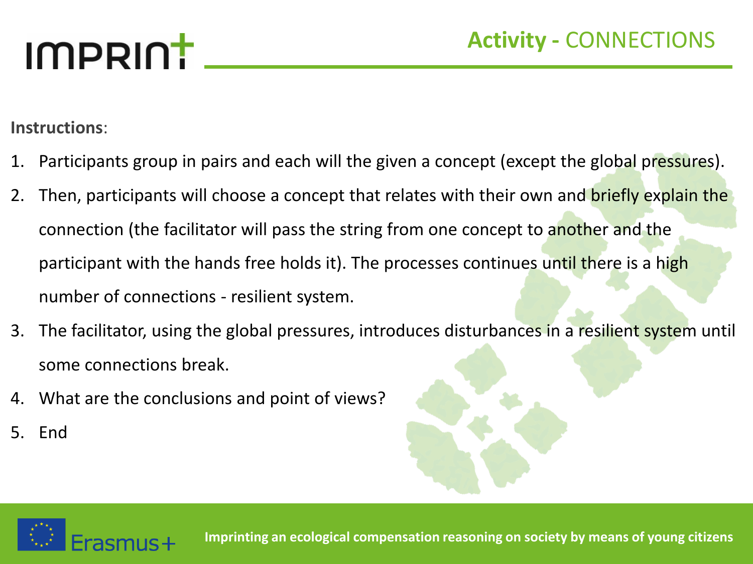# Activity - CONNECTIONS

**Instructions**:

1. Participants group in pairs and each will the given a concept (except the global pressures).
2. Then, participants will choose a concept that relates with their own and briefly explain the connection (the facilitator will pass the string from one concept to another and the participant with the hands free holds it). The processes continues until there is a high number of connections - resilient system.
3. The facilitator, using the global pressures, introduces disturbances in a resilient system until some connections break.
4. What are the conclusions and point of views?
5. End